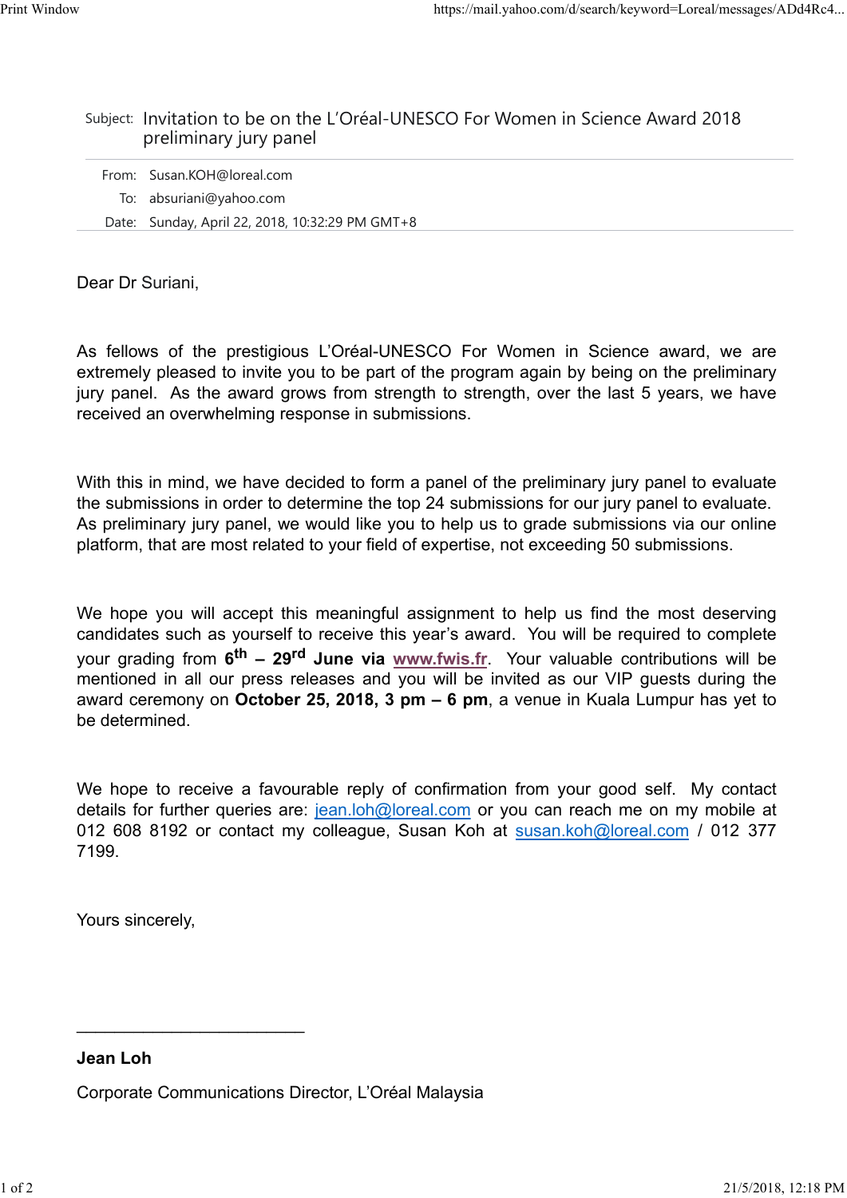Subject: Invitation to be on the L'Oréal-UNESCO For Women in Science Award 2018 preliminary jury panel

From: Susan.KOH@loreal.com

To: absuriani@yahoo.com

Date: Sunday, April 22, 2018, 10:32:29 PM GMT+8

Dear Dr Suriani,

As fellows of the prestigious L'Oréal-UNESCO For Women in Science award, we are extremely pleased to invite you to be part of the program again by being on the preliminary jury panel. As the award grows from strength to strength, over the last 5 years, we have received an overwhelming response in submissions.

With this in mind, we have decided to form a panel of the preliminary jury panel to evaluate the submissions in order to determine the top 24 submissions for our jury panel to evaluate. As preliminary jury panel, we would like you to help us to grade submissions via our online platform, that are most related to your field of expertise, not exceeding 50 submissions.

We hope you will accept this meaningful assignment to help us find the most deserving candidates such as yourself to receive this year's award. You will be required to complete your grading from **6th – 29rd June via www.fwis.fr**. Your valuable contributions will be mentioned in all our press releases and you will be invited as our VIP guests during the award ceremony on **October 25, 2018, 3 pm – 6 pm**, a venue in Kuala Lumpur has yet to be determined.

We hope to receive a favourable reply of confirmation from your good self. My contact details for further queries are: jean.loh@loreal.com or you can reach me on my mobile at 012 608 8192 or contact my colleague, Susan Koh at susan.koh@loreal.com / 012 377 7199.

Yours sincerely,

\_\_\_\_\_\_\_\_\_\_\_\_\_\_\_\_\_\_\_\_\_\_\_\_

**Jean Loh**

Corporate Communications Director, L'Oréal Malaysia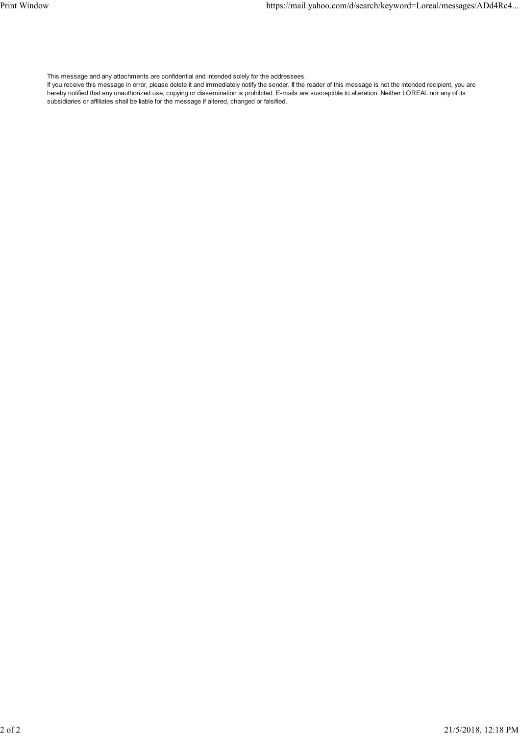This message and any attachments are confidential and intended solely for the addressees.
If you receive this message in error, please delete it and immediately notify the sender. If the reader of this message is not the intended recipient, you are hereby notified that any unauthorized use, copying or dissemination is prohibited. E-mails are susceptible to alteration. Neither LOREAL nor any of its subsidiaries or affiliates shall be liable for the message if altered, changed or falsified.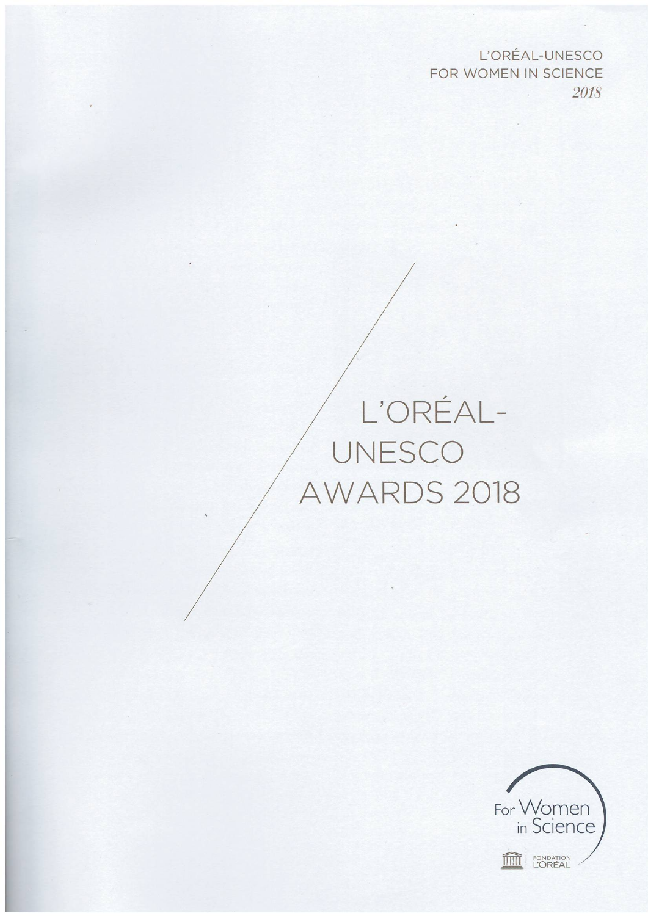L'ORÉAL-UNESCO
FOR WOMEN IN SCIENCE
*2018*

# L'ORÉAL-UNESCO AWARDS 2018

For Women in Science

FONDATION L'ORÉAL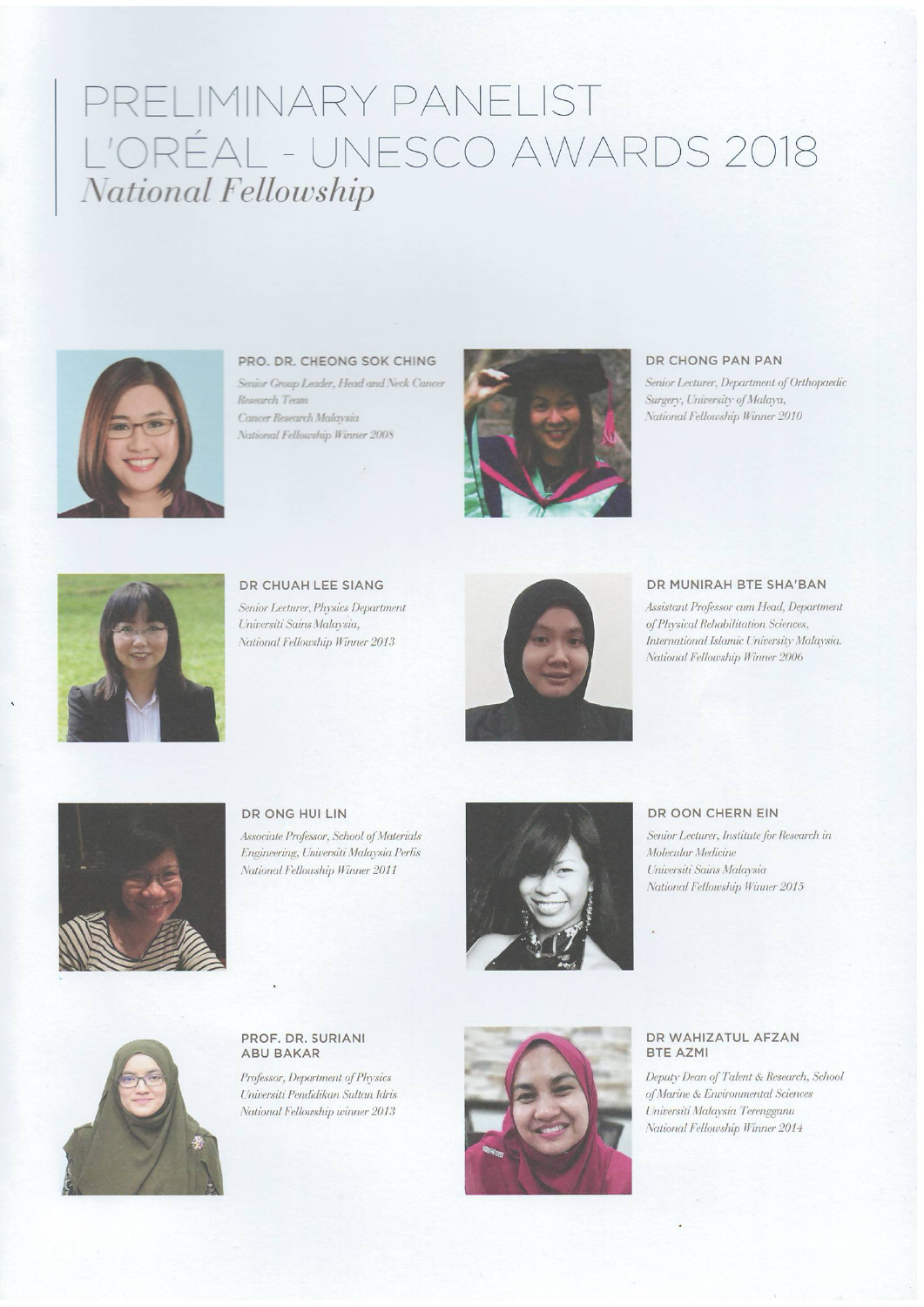# PRELIMINARY PANELIST L'ORÉAL - UNESCO AWARDS 2018

## *National Fellowship*

**PRO. DR. CHEONG SOK CHING**

*Senior Group Leader, Head and Neck Cancer Research Team*
*Cancer Research Malaysia*
*National Fellowship Winner 2008*

**DR CHONG PAN PAN**

*Senior Lecturer, Department of Orthopaedic Surgery, University of Malaya,*
*National Fellowship Winner 2010*

**DR CHUAH LEE SIANG**

*Senior Lecturer, Physics Department*
*Universiti Sains Malaysia,*
*National Fellowship Winner 2013*

**DR MUNIRAH BTE SHA'BAN**

*Assistant Professor cum Head, Department of Physical Rehabilitation Sciences, International Islamic University Malaysia.*
*National Fellowship Winner 2006*

**DR ONG HUI LIN**

*Associate Professor, School of Materials Engineering, Universiti Malaysia Perlis*
*National Fellowship Winner 2011*

**DR OON CHERN EIN**

*Senior Lecturer, Institute for Research in Molecular Medicine*
*Universiti Sains Malaysia*
*National Fellowship Winner 2015*

**PROF. DR. SURIANI ABU BAKAR**

*Professor, Department of Physics*
*Universiti Pendidikan Sultan Idris*
*National Fellowship winner 2013*

**DR WAHIZATUL AFZAN BTE AZMI**

*Deputy Dean of Talent & Research, School of Marine & Environmental Sciences*
*Universiti Malaysia Terengganu*
*National Fellowship Winner 2014*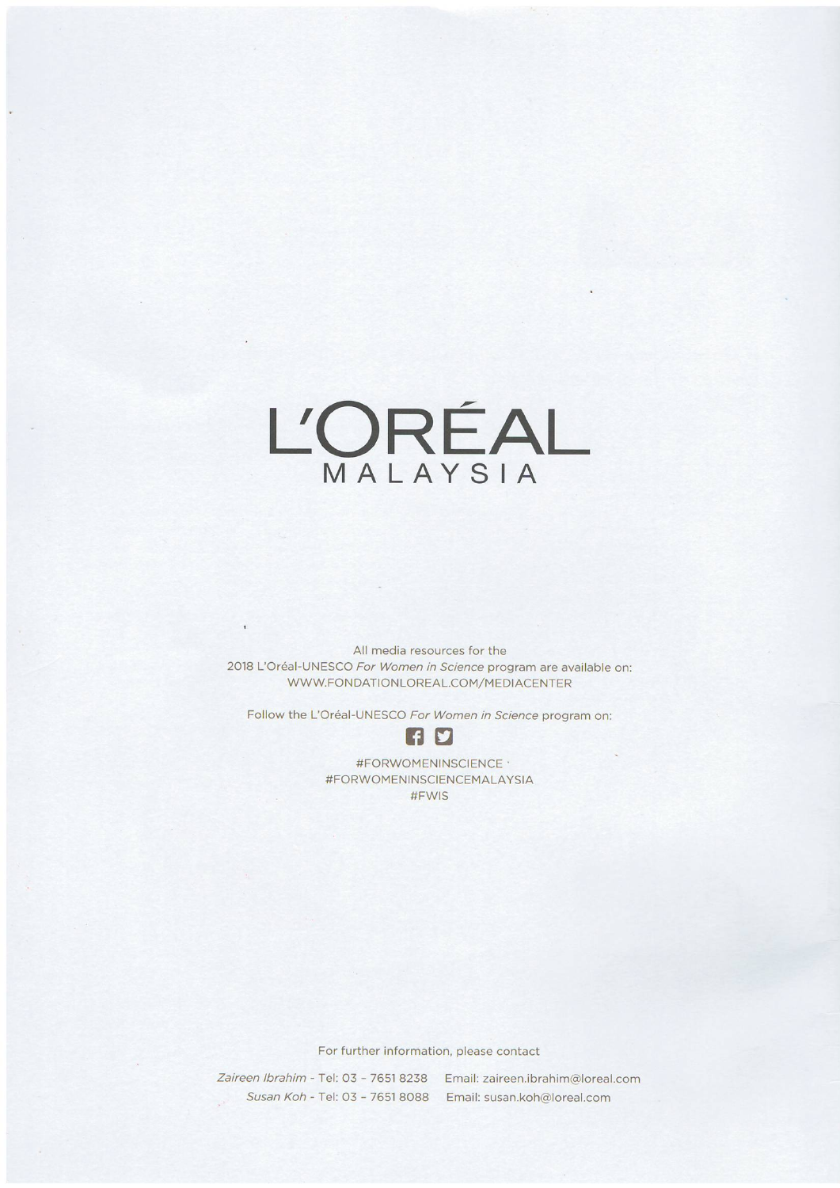L'ORÉAL
MALAYSIA

All media resources for the
2018 L'Oréal-UNESCO *For Women in Science* program are available on:
WWW.FONDATIONLOREAL.COM/MEDIACENTER

Follow the L'Oréal-UNESCO *For Women in Science* program on:

#FORWOMENINSCIENCE
#FORWOMENINSCIENCEMALAYSIA
#FWIS

For further information, please contact

*Zaireen Ibrahim* - Tel: 03 - 7651 8238 Email: zaireen.ibrahim@loreal.com
*Susan Koh* - Tel: 03 - 7651 8088 Email: susan.koh@loreal.com